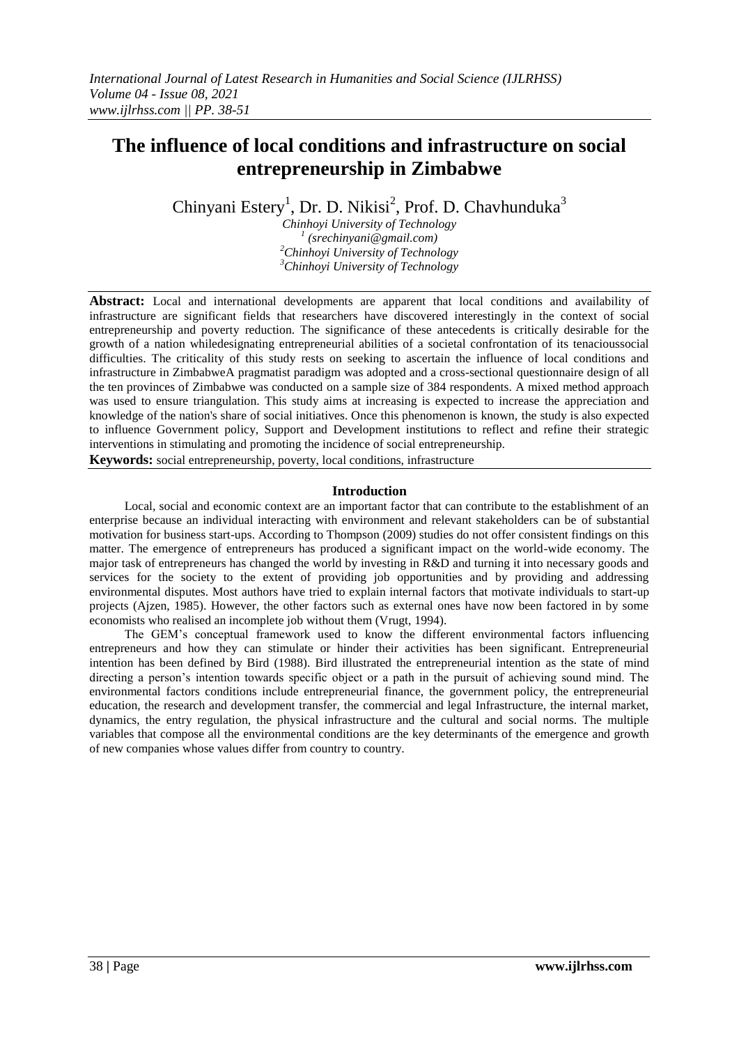# The influence of local conditions and infrastructure on social entrepreneurship in Zimbabwe

Chinyani Estery[1], Dr. D. Nikisi[2], Prof. D. Chavhunduka[3]

*Chinhoyi University of Technology*
*[1] (srechinyani@gmail.com)*
*[2]Chinhoyi University of Technology*
*[3]Chinhoyi University of Technology*

**Abstract:** Local and international developments are apparent that local conditions and availability of infrastructure are significant fields that researchers have discovered interestingly in the context of social entrepreneurship and poverty reduction. The significance of these antecedents is critically desirable for the growth of a nation whiledesignating entrepreneurial abilities of a societal confrontation of its tenacioussocial difficulties. The criticality of this study rests on seeking to ascertain the influence of local conditions and infrastructure in ZimbabweA pragmatist paradigm was adopted and a cross-sectional questionnaire design of all the ten provinces of Zimbabwe was conducted on a sample size of 384 respondents. A mixed method approach was used to ensure triangulation. This study aims at increasing is expected to increase the appreciation and knowledge of the nation's share of social initiatives. Once this phenomenon is known, the study is also expected to influence Government policy, Support and Development institutions to reflect and refine their strategic interventions in stimulating and promoting the incidence of social entrepreneurship.

**Keywords:** social entrepreneurship, poverty, local conditions, infrastructure

## Introduction

Local, social and economic context are an important factor that can contribute to the establishment of an enterprise because an individual interacting with environment and relevant stakeholders can be of substantial motivation for business start-ups. According to Thompson (2009) studies do not offer consistent findings on this matter. The emergence of entrepreneurs has produced a significant impact on the world-wide economy. The major task of entrepreneurs has changed the world by investing in R&D and turning it into necessary goods and services for the society to the extent of providing job opportunities and by providing and addressing environmental disputes. Most authors have tried to explain internal factors that motivate individuals to start-up projects (Ajzen, 1985). However, the other factors such as external ones have now been factored in by some economists who realised an incomplete job without them (Vrugt, 1994).

The GEM's conceptual framework used to know the different environmental factors influencing entrepreneurs and how they can stimulate or hinder their activities has been significant. Entrepreneurial intention has been defined by Bird (1988). Bird illustrated the entrepreneurial intention as the state of mind directing a person's intention towards specific object or a path in the pursuit of achieving sound mind. The environmental factors conditions include entrepreneurial finance, the government policy, the entrepreneurial education, the research and development transfer, the commercial and legal Infrastructure, the internal market, dynamics, the entry regulation, the physical infrastructure and the cultural and social norms. The multiple variables that compose all the environmental conditions are the key determinants of the emergence and growth of new companies whose values differ from country to country.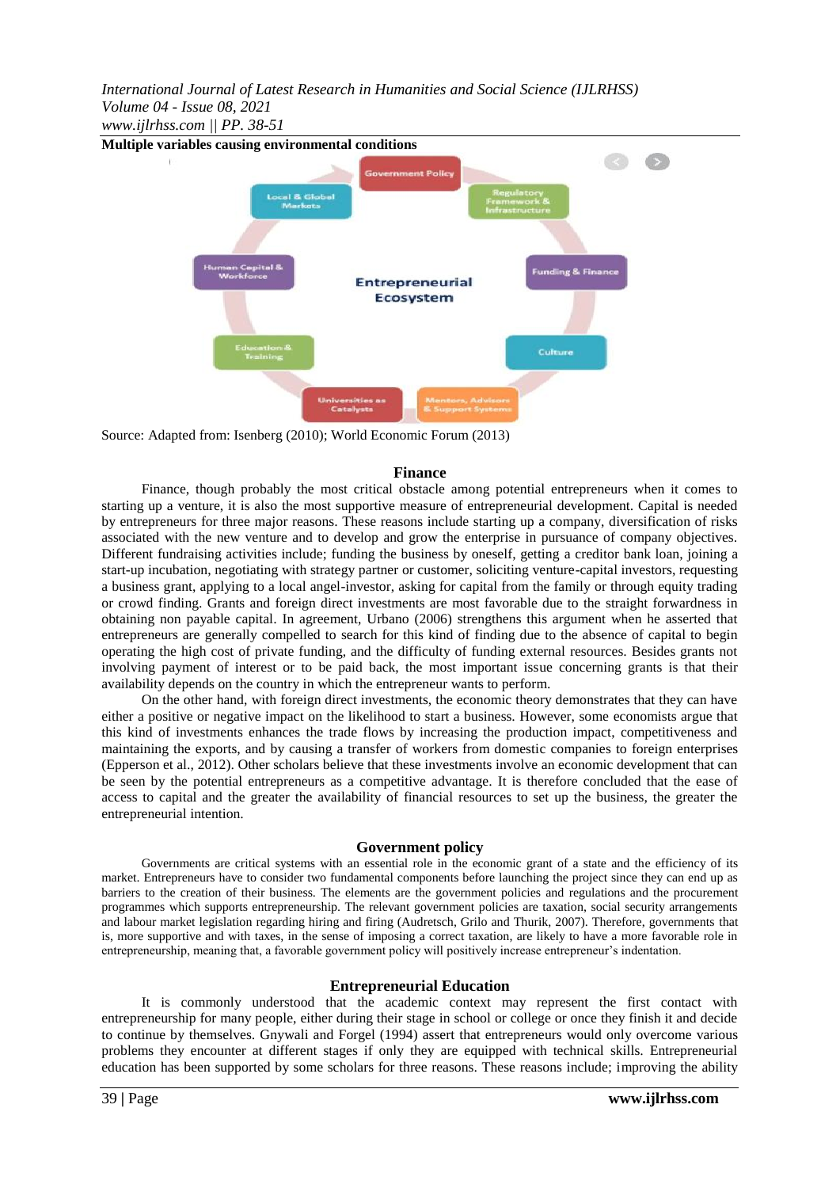**Multiple variables causing environmental conditions**

Source: Adapted from: Isenberg (2010); World Economic Forum (2013)

## Finance

Finance, though probably the most critical obstacle among potential entrepreneurs when it comes to starting up a venture, it is also the most supportive measure of entrepreneurial development. Capital is needed by entrepreneurs for three major reasons. These reasons include starting up a company, diversification of risks associated with the new venture and to develop and grow the enterprise in pursuance of company objectives. Different fundraising activities include; funding the business by oneself, getting a creditor bank loan, joining a start-up incubation, negotiating with strategy partner or customer, soliciting venture-capital investors, requesting a business grant, applying to a local angel-investor, asking for capital from the family or through equity trading or crowd finding. Grants and foreign direct investments are most favorable due to the straight forwardness in obtaining non payable capital. In agreement, Urbano (2006) strengthens this argument when he asserted that entrepreneurs are generally compelled to search for this kind of finding due to the absence of capital to begin operating the high cost of private funding, and the difficulty of funding external resources. Besides grants not involving payment of interest or to be paid back, the most important issue concerning grants is that their availability depends on the country in which the entrepreneur wants to perform.

On the other hand, with foreign direct investments, the economic theory demonstrates that they can have either a positive or negative impact on the likelihood to start a business. However, some economists argue that this kind of investments enhances the trade flows by increasing the production impact, competitiveness and maintaining the exports, and by causing a transfer of workers from domestic companies to foreign enterprises (Epperson et al., 2012). Other scholars believe that these investments involve an economic development that can be seen by the potential entrepreneurs as a competitive advantage. It is therefore concluded that the ease of access to capital and the greater the availability of financial resources to set up the business, the greater the entrepreneurial intention.

## Government policy

Governments are critical systems with an essential role in the economic grant of a state and the efficiency of its market. Entrepreneurs have to consider two fundamental components before launching the project since they can end up as barriers to the creation of their business. The elements are the government policies and regulations and the procurement programmes which supports entrepreneurship. The relevant government policies are taxation, social security arrangements and labour market legislation regarding hiring and firing (Audretsch, Grilo and Thurik, 2007). Therefore, governments that is, more supportive and with taxes, in the sense of imposing a correct taxation, are likely to have a more favorable role in entrepreneurship, meaning that, a favorable government policy will positively increase entrepreneur's indentation.

## Entrepreneurial Education

It is commonly understood that the academic context may represent the first contact with entrepreneurship for many people, either during their stage in school or college or once they finish it and decide to continue by themselves. Gnywali and Forgel (1994) assert that entrepreneurs would only overcome various problems they encounter at different stages if only they are equipped with technical skills. Entrepreneurial education has been supported by some scholars for three reasons. These reasons include; improving the ability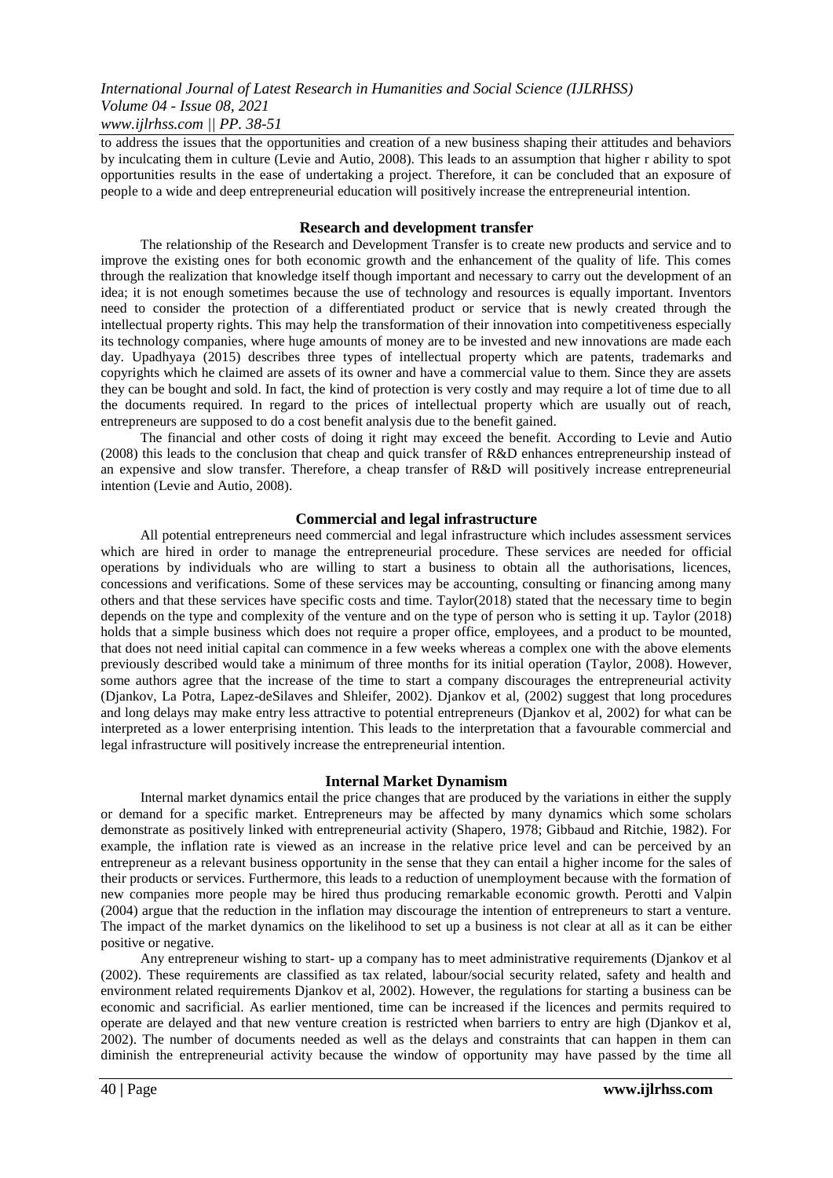to address the issues that the opportunities and creation of a new business shaping their attitudes and behaviors by inculcating them in culture (Levie and Autio, 2008). This leads to an assumption that higher r ability to spot opportunities results in the ease of undertaking a project. Therefore, it can be concluded that an exposure of people to a wide and deep entrepreneurial education will positively increase the entrepreneurial intention.

## Research and development transfer

The relationship of the Research and Development Transfer is to create new products and service and to improve the existing ones for both economic growth and the enhancement of the quality of life. This comes through the realization that knowledge itself though important and necessary to carry out the development of an idea; it is not enough sometimes because the use of technology and resources is equally important. Inventors need to consider the protection of a differentiated product or service that is newly created through the intellectual property rights. This may help the transformation of their innovation into competitiveness especially its technology companies, where huge amounts of money are to be invested and new innovations are made each day. Upadhyaya (2015) describes three types of intellectual property which are patents, trademarks and copyrights which he claimed are assets of its owner and have a commercial value to them. Since they are assets they can be bought and sold. In fact, the kind of protection is very costly and may require a lot of time due to all the documents required. In regard to the prices of intellectual property which are usually out of reach, entrepreneurs are supposed to do a cost benefit analysis due to the benefit gained.

The financial and other costs of doing it right may exceed the benefit. According to Levie and Autio (2008) this leads to the conclusion that cheap and quick transfer of R&D enhances entrepreneurship instead of an expensive and slow transfer. Therefore, a cheap transfer of R&D will positively increase entrepreneurial intention (Levie and Autio, 2008).

## Commercial and legal infrastructure

All potential entrepreneurs need commercial and legal infrastructure which includes assessment services which are hired in order to manage the entrepreneurial procedure. These services are needed for official operations by individuals who are willing to start a business to obtain all the authorisations, licences, concessions and verifications. Some of these services may be accounting, consulting or financing among many others and that these services have specific costs and time. Taylor(2018) stated that the necessary time to begin depends on the type and complexity of the venture and on the type of person who is setting it up. Taylor (2018) holds that a simple business which does not require a proper office, employees, and a product to be mounted, that does not need initial capital can commence in a few weeks whereas a complex one with the above elements previously described would take a minimum of three months for its initial operation (Taylor, 2008). However, some authors agree that the increase of the time to start a company discourages the entrepreneurial activity (Djankov, La Potra, Lapez-deSilaves and Shleifer, 2002). Djankov et al, (2002) suggest that long procedures and long delays may make entry less attractive to potential entrepreneurs (Djankov et al, 2002) for what can be interpreted as a lower enterprising intention. This leads to the interpretation that a favourable commercial and legal infrastructure will positively increase the entrepreneurial intention.

## Internal Market Dynamism

Internal market dynamics entail the price changes that are produced by the variations in either the supply or demand for a specific market. Entrepreneurs may be affected by many dynamics which some scholars demonstrate as positively linked with entrepreneurial activity (Shapero, 1978; Gibbaud and Ritchie, 1982). For example, the inflation rate is viewed as an increase in the relative price level and can be perceived by an entrepreneur as a relevant business opportunity in the sense that they can entail a higher income for the sales of their products or services. Furthermore, this leads to a reduction of unemployment because with the formation of new companies more people may be hired thus producing remarkable economic growth. Perotti and Valpin (2004) argue that the reduction in the inflation may discourage the intention of entrepreneurs to start a venture. The impact of the market dynamics on the likelihood to set up a business is not clear at all as it can be either positive or negative.

Any entrepreneur wishing to start- up a company has to meet administrative requirements (Djankov et al (2002). These requirements are classified as tax related, labour/social security related, safety and health and environment related requirements Djankov et al, 2002). However, the regulations for starting a business can be economic and sacrificial. As earlier mentioned, time can be increased if the licences and permits required to operate are delayed and that new venture creation is restricted when barriers to entry are high (Djankov et al, 2002). The number of documents needed as well as the delays and constraints that can happen in them can diminish the entrepreneurial activity because the window of opportunity may have passed by the time all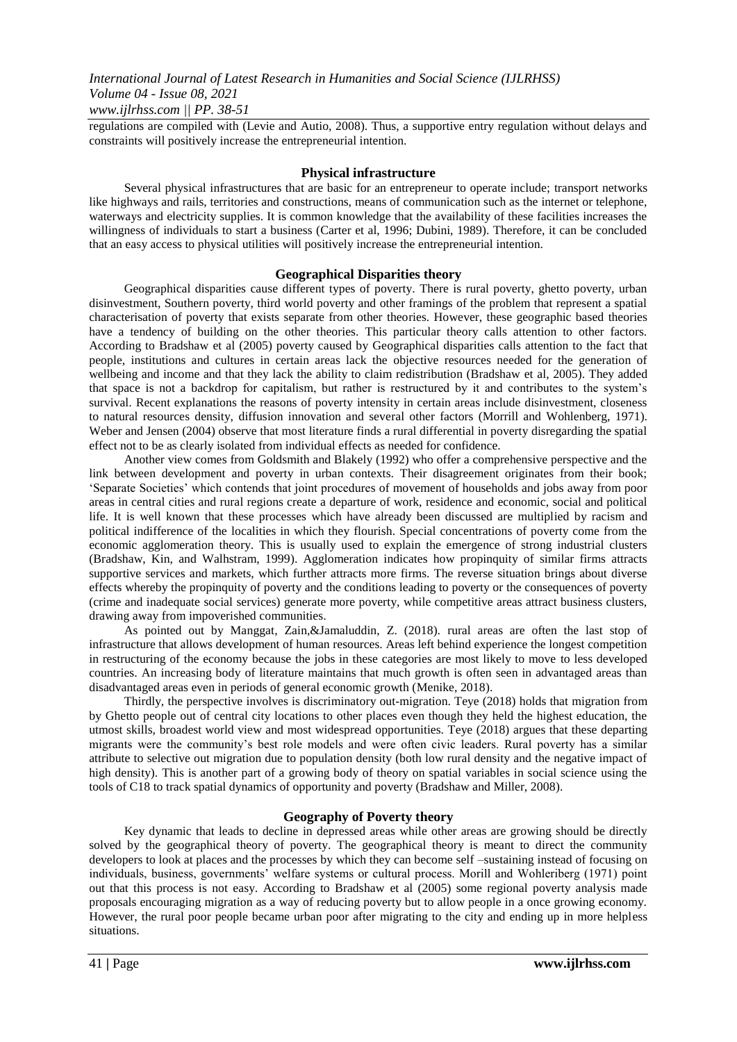regulations are compiled with (Levie and Autio, 2008). Thus, a supportive entry regulation without delays and constraints will positively increase the entrepreneurial intention.

### Physical infrastructure

Several physical infrastructures that are basic for an entrepreneur to operate include; transport networks like highways and rails, territories and constructions, means of communication such as the internet or telephone, waterways and electricity supplies. It is common knowledge that the availability of these facilities increases the willingness of individuals to start a business (Carter et al, 1996; Dubini, 1989). Therefore, it can be concluded that an easy access to physical utilities will positively increase the entrepreneurial intention.

### Geographical Disparities theory

Geographical disparities cause different types of poverty. There is rural poverty, ghetto poverty, urban disinvestment, Southern poverty, third world poverty and other framings of the problem that represent a spatial characterisation of poverty that exists separate from other theories. However, these geographic based theories have a tendency of building on the other theories. This particular theory calls attention to other factors. According to Bradshaw et al (2005) poverty caused by Geographical disparities calls attention to the fact that people, institutions and cultures in certain areas lack the objective resources needed for the generation of wellbeing and income and that they lack the ability to claim redistribution (Bradshaw et al, 2005). They added that space is not a backdrop for capitalism, but rather is restructured by it and contributes to the system's survival. Recent explanations the reasons of poverty intensity in certain areas include disinvestment, closeness to natural resources density, diffusion innovation and several other factors (Morrill and Wohlenberg, 1971). Weber and Jensen (2004) observe that most literature finds a rural differential in poverty disregarding the spatial effect not to be as clearly isolated from individual effects as needed for confidence.

Another view comes from Goldsmith and Blakely (1992) who offer a comprehensive perspective and the link between development and poverty in urban contexts. Their disagreement originates from their book; 'Separate Societies' which contends that joint procedures of movement of households and jobs away from poor areas in central cities and rural regions create a departure of work, residence and economic, social and political life. It is well known that these processes which have already been discussed are multiplied by racism and political indifference of the localities in which they flourish. Special concentrations of poverty come from the economic agglomeration theory. This is usually used to explain the emergence of strong industrial clusters (Bradshaw, Kin, and Walhstram, 1999). Agglomeration indicates how propinquity of similar firms attracts supportive services and markets, which further attracts more firms. The reverse situation brings about diverse effects whereby the propinquity of poverty and the conditions leading to poverty or the consequences of poverty (crime and inadequate social services) generate more poverty, while competitive areas attract business clusters, drawing away from impoverished communities.

As pointed out by Manggat, Zain,&Jamaluddin, Z. (2018). rural areas are often the last stop of infrastructure that allows development of human resources. Areas left behind experience the longest competition in restructuring of the economy because the jobs in these categories are most likely to move to less developed countries. An increasing body of literature maintains that much growth is often seen in advantaged areas than disadvantaged areas even in periods of general economic growth (Menike, 2018).

Thirdly, the perspective involves is discriminatory out-migration. Teye (2018) holds that migration from by Ghetto people out of central city locations to other places even though they held the highest education, the utmost skills, broadest world view and most widespread opportunities. Teye (2018) argues that these departing migrants were the community's best role models and were often civic leaders. Rural poverty has a similar attribute to selective out migration due to population density (both low rural density and the negative impact of high density). This is another part of a growing body of theory on spatial variables in social science using the tools of C18 to track spatial dynamics of opportunity and poverty (Bradshaw and Miller, 2008).

### Geography of Poverty theory

Key dynamic that leads to decline in depressed areas while other areas are growing should be directly solved by the geographical theory of poverty. The geographical theory is meant to direct the community developers to look at places and the processes by which they can become self –sustaining instead of focusing on individuals, business, governments' welfare systems or cultural process. Morill and Wohleriberg (1971) point out that this process is not easy. According to Bradshaw et al (2005) some regional poverty analysis made proposals encouraging migration as a way of reducing poverty but to allow people in a once growing economy. However, the rural poor people became urban poor after migrating to the city and ending up in more helpless situations.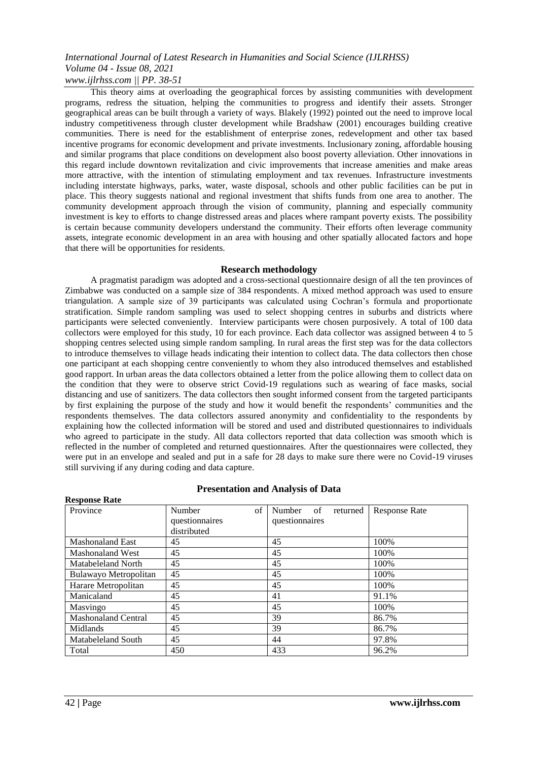This theory aims at overloading the geographical forces by assisting communities with development programs, redress the situation, helping the communities to progress and identify their assets. Stronger geographical areas can be built through a variety of ways. Blakely (1992) pointed out the need to improve local industry competitiveness through cluster development while Bradshaw (2001) encourages building creative communities. There is need for the establishment of enterprise zones, redevelopment and other tax based incentive programs for economic development and private investments. Inclusionary zoning, affordable housing and similar programs that place conditions on development also boost poverty alleviation. Other innovations in this regard include downtown revitalization and civic improvements that increase amenities and make areas more attractive, with the intention of stimulating employment and tax revenues. Infrastructure investments including interstate highways, parks, water, waste disposal, schools and other public facilities can be put in place. This theory suggests national and regional investment that shifts funds from one area to another. The community development approach through the vision of community, planning and especially community investment is key to efforts to change distressed areas and places where rampant poverty exists. The possibility is certain because community developers understand the community. Their efforts often leverage community assets, integrate economic development in an area with housing and other spatially allocated factors and hope that there will be opportunities for residents.

## Research methodology

A pragmatist paradigm was adopted and a cross-sectional questionnaire design of all the ten provinces of Zimbabwe was conducted on a sample size of 384 respondents. A mixed method approach was used to ensure triangulation. A sample size of 39 participants was calculated using Cochran's formula and proportionate stratification. Simple random sampling was used to select shopping centres in suburbs and districts where participants were selected conveniently. Interview participants were chosen purposively. A total of 100 data collectors were employed for this study, 10 for each province. Each data collector was assigned between 4 to 5 shopping centres selected using simple random sampling. In rural areas the first step was for the data collectors to introduce themselves to village heads indicating their intention to collect data. The data collectors then chose one participant at each shopping centre conveniently to whom they also introduced themselves and established good rapport. In urban areas the data collectors obtained a letter from the police allowing them to collect data on the condition that they were to observe strict Covid-19 regulations such as wearing of face masks, social distancing and use of sanitizers. The data collectors then sought informed consent from the targeted participants by first explaining the purpose of the study and how it would benefit the respondents' communities and the respondents themselves. The data collectors assured anonymity and confidentiality to the respondents by explaining how the collected information will be stored and used and distributed questionnaires to individuals who agreed to participate in the study. All data collectors reported that data collection was smooth which is reflected in the number of completed and returned questionnaires. After the questionnaires were collected, they were put in an envelope and sealed and put in a safe for 28 days to make sure there were no Covid-19 viruses still surviving if any during coding and data capture.

## Presentation and Analysis of Data

**Response Rate**

| Province | Number of questionnaires distributed | Number of returned questionnaires | Response Rate |
|---|---|---|---|
| Mashonaland East | 45 | 45 | 100% |
| Mashonaland West | 45 | 45 | 100% |
| Matabeleland North | 45 | 45 | 100% |
| Bulawayo Metropolitan | 45 | 45 | 100% |
| Harare Metropolitan | 45 | 45 | 100% |
| Manicaland | 45 | 41 | 91.1% |
| Masvingo | 45 | 45 | 100% |
| Mashonaland Central | 45 | 39 | 86.7% |
| Midlands | 45 | 39 | 86.7% |
| Matabeleland South | 45 | 44 | 97.8% |
| Total | 450 | 433 | 96.2% |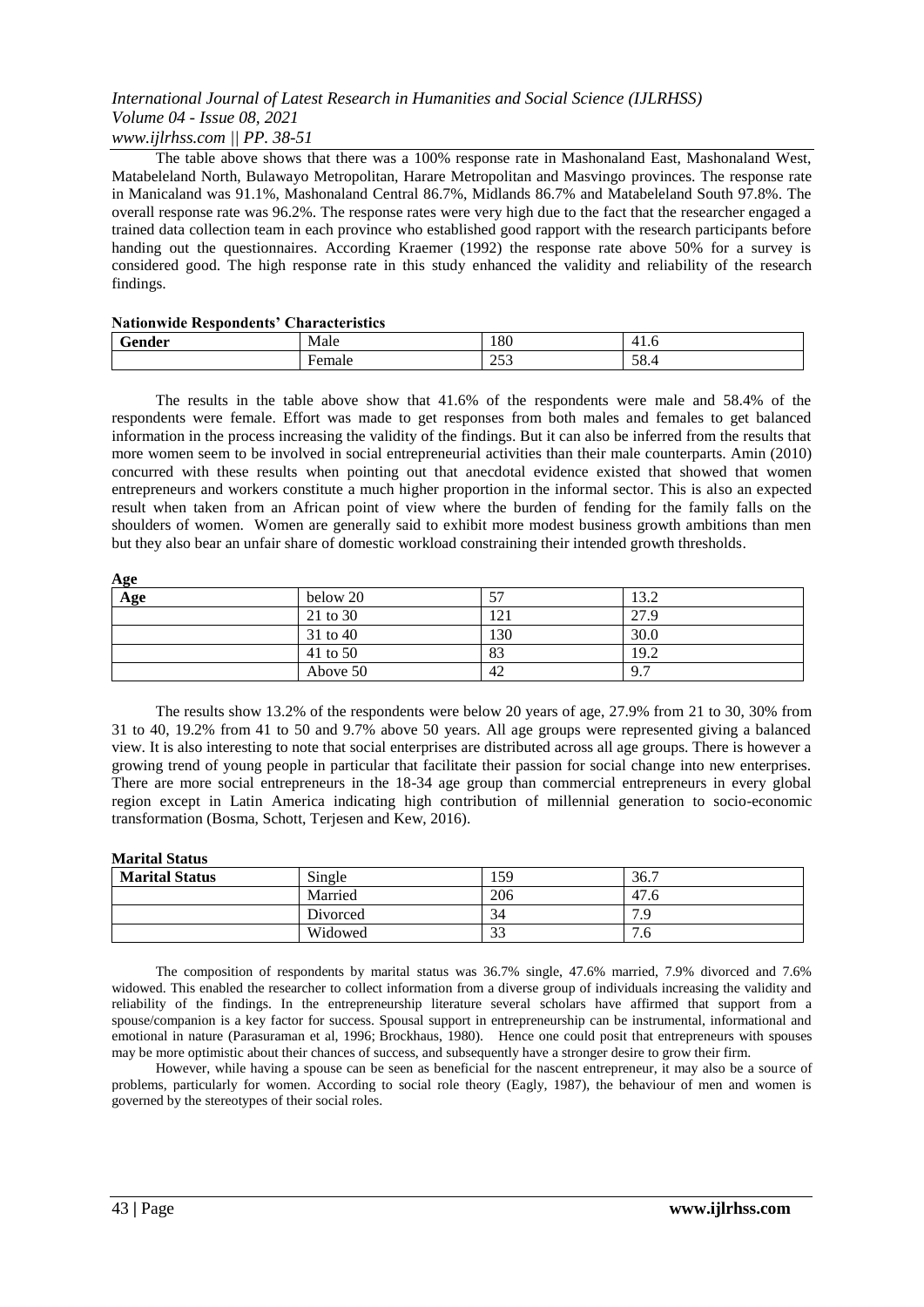The table above shows that there was a 100% response rate in Mashonaland East, Mashonaland West, Matabeleland North, Bulawayo Metropolitan, Harare Metropolitan and Masvingo provinces. The response rate in Manicaland was 91.1%, Mashonaland Central 86.7%, Midlands 86.7% and Matabeleland South 97.8%. The overall response rate was 96.2%. The response rates were very high due to the fact that the researcher engaged a trained data collection team in each province who established good rapport with the research participants before handing out the questionnaires. According Kraemer (1992) the response rate above 50% for a survey is considered good. The high response rate in this study enhanced the validity and reliability of the research findings.

**Nationwide Respondents' Characteristics**

| **Gender** | Male | 180 | 41.6 |
|---|---|---|---|
| | Female | 253 | 58.4 |

The results in the table above show that 41.6% of the respondents were male and 58.4% of the respondents were female. Effort was made to get responses from both males and females to get balanced information in the process increasing the validity of the findings. But it can also be inferred from the results that more women seem to be involved in social entrepreneurial activities than their male counterparts. Amin (2010) concurred with these results when pointing out that anecdotal evidence existed that showed that women entrepreneurs and workers constitute a much higher proportion in the informal sector. This is also an expected result when taken from an African point of view where the burden of fending for the family falls on the shoulders of women. Women are generally said to exhibit more modest business growth ambitions than men but they also bear an unfair share of domestic workload constraining their intended growth thresholds.

**Age**

| **Age** | below 20 | 57 | 13.2 |
|---|---|---|---|
| | 21 to 30 | 121 | 27.9 |
| | 31 to 40 | 130 | 30.0 |
| | 41 to 50 | 83 | 19.2 |
| | Above 50 | 42 | 9.7 |

The results show 13.2% of the respondents were below 20 years of age, 27.9% from 21 to 30, 30% from 31 to 40, 19.2% from 41 to 50 and 9.7% above 50 years. All age groups were represented giving a balanced view. It is also interesting to note that social enterprises are distributed across all age groups. There is however a growing trend of young people in particular that facilitate their passion for social change into new enterprises. There are more social entrepreneurs in the 18-34 age group than commercial entrepreneurs in every global region except in Latin America indicating high contribution of millennial generation to socio-economic transformation (Bosma, Schott, Terjesen and Kew, 2016).

**Marital Status**

| **Marital Status** | Single | 159 | 36.7 |
|---|---|---|---|
| | Married | 206 | 47.6 |
| | Divorced | 34 | 7.9 |
| | Widowed | 33 | 7.6 |

The composition of respondents by marital status was 36.7% single, 47.6% married, 7.9% divorced and 7.6% widowed. This enabled the researcher to collect information from a diverse group of individuals increasing the validity and reliability of the findings. In the entrepreneurship literature several scholars have affirmed that support from a spouse/companion is a key factor for success. Spousal support in entrepreneurship can be instrumental, informational and emotional in nature (Parasuraman et al, 1996; Brockhaus, 1980). Hence one could posit that entrepreneurs with spouses may be more optimistic about their chances of success, and subsequently have a stronger desire to grow their firm.

However, while having a spouse can be seen as beneficial for the nascent entrepreneur, it may also be a source of problems, particularly for women. According to social role theory (Eagly, 1987), the behaviour of men and women is governed by the stereotypes of their social roles.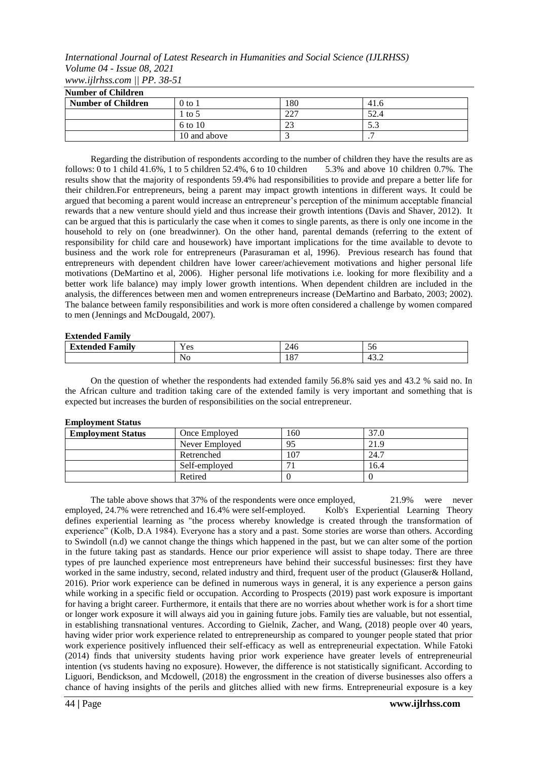**Number of Children**

| Number of Children | 0 to 1 | 180 | 41.6 |
|---|---|---|---|
| | 1 to 5 | 227 | 52.4 |
| | 6 to 10 | 23 | 5.3 |
| | 10 and above | 3 | .7 |

Regarding the distribution of respondents according to the number of children they have the results are as follows: 0 to 1 child 41.6%, 1 to 5 children 52.4%, 6 to 10 children 5.3% and above 10 children 0.7%. The results show that the majority of respondents 59.4% had responsibilities to provide and prepare a better life for their children.For entrepreneurs, being a parent may impact growth intentions in different ways. It could be argued that becoming a parent would increase an entrepreneur's perception of the minimum acceptable financial rewards that a new venture should yield and thus increase their growth intentions (Davis and Shaver, 2012). It can be argued that this is particularly the case when it comes to single parents, as there is only one income in the household to rely on (one breadwinner). On the other hand, parental demands (referring to the extent of responsibility for child care and housework) have important implications for the time available to devote to business and the work role for entrepreneurs (Parasuraman et al, 1996). Previous research has found that entrepreneurs with dependent children have lower career/achievement motivations and higher personal life motivations (DeMartino et al, 2006). Higher personal life motivations i.e. looking for more flexibility and a better work life balance) may imply lower growth intentions. When dependent children are included in the analysis, the differences between men and women entrepreneurs increase (DeMartino and Barbato, 2003; 2002). The balance between family responsibilities and work is more often considered a challenge by women compared to men (Jennings and McDougald, 2007).

**Extended Family**

| Extended Family | Yes | 246 | 56 |
|---|---|---|---|
| | No | 187 | 43.2 |

On the question of whether the respondents had extended family 56.8% said yes and 43.2 % said no. In the African culture and tradition taking care of the extended family is very important and something that is expected but increases the burden of responsibilities on the social entrepreneur.

**Employment Status**

| Employment Status | Once Employed | 160 | 37.0 |
|---|---|---|---|
| | Never Employed | 95 | 21.9 |
| | Retrenched | 107 | 24.7 |
| | Self-employed | 71 | 16.4 |
| | Retired | 0 | 0 |

The table above shows that 37% of the respondents were once employed, 21.9% were never employed, 24.7% were retrenched and 16.4% were self-employed. Kolb's Experiential Learning Theory defines experiential learning as "the process whereby knowledge is created through the transformation of experience" (Kolb, D.A 1984). Everyone has a story and a past. Some stories are worse than others. According to Swindoll (n.d) we cannot change the things which happened in the past, but we can alter some of the portion in the future taking past as standards. Hence our prior experience will assist to shape today. There are three types of pre launched experience most entrepreneurs have behind their successful businesses: first they have worked in the same industry, second, related industry and in third, frequent user of the product (Glauser& Holland, 2016). Prior work experience can be defined in numerous ways in general, it is any experience a person gains while working in a specific field or occupation. According to Prospects (2019) past work exposure is important for having a bright career. Furthermore, it entails that there are no worries about whether work is for a short time or longer work exposure it will always aid you in gaining future jobs. Family ties are valuable, but not essential, in establishing transnational ventures. According to Gielnik, Zacher, and Wang, (2018) people over 40 years, having wider prior work experience related to entrepreneurship as compared to younger people stated that prior work experience positively influenced their self-efficacy as well as entrepreneurial expectation. While Fatoki (2014) finds that university students having prior work experience have greater levels of entrepreneurial intention (vs students having no exposure). However, the difference is not statistically significant. According to Liguori, Bendickson, and Mcdowell, (2018) the engrossment in the creation of diverse businesses also offers a chance of having insights of the perils and glitches allied with new firms. Entrepreneurial exposure is a key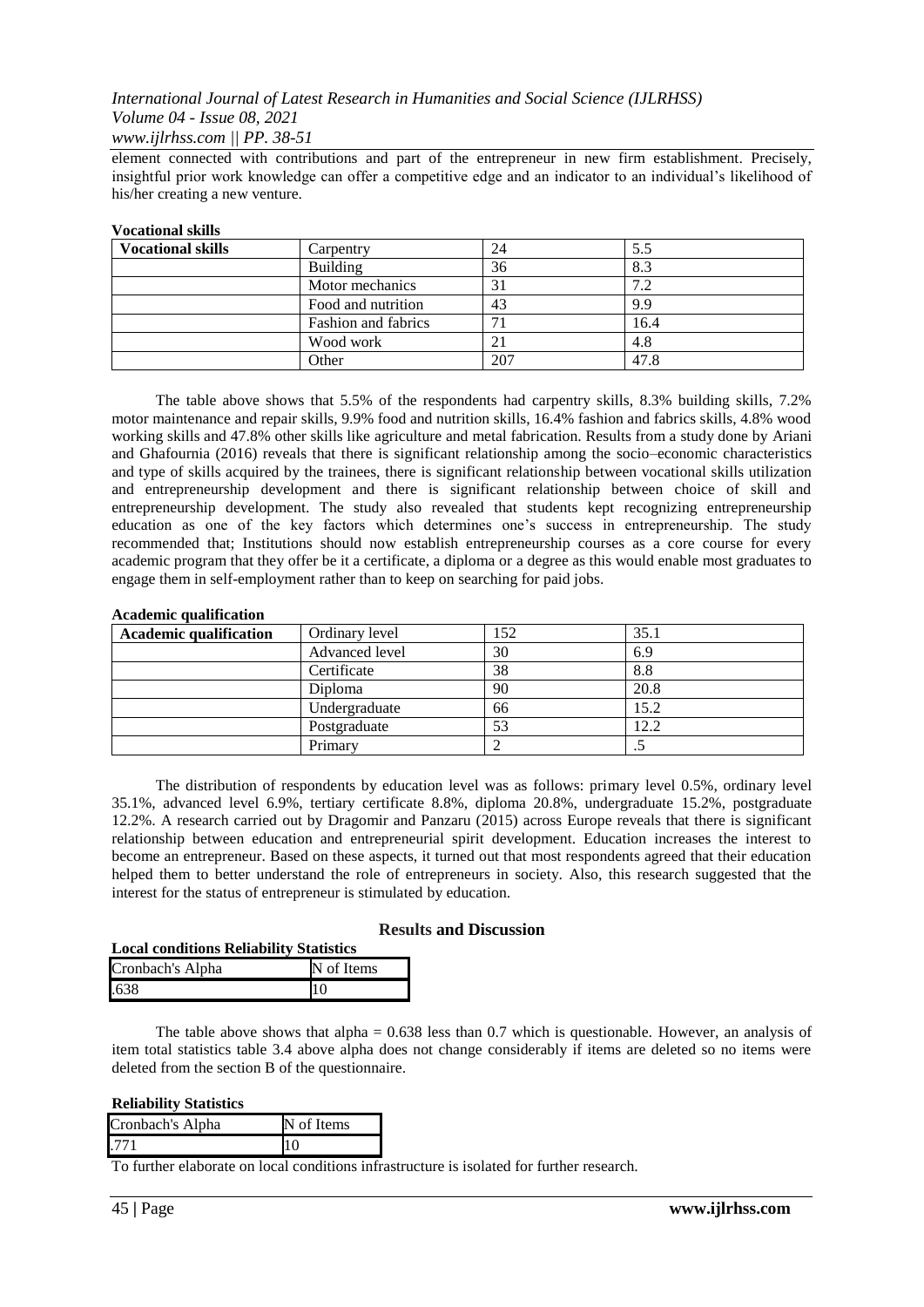element connected with contributions and part of the entrepreneur in new firm establishment. Precisely, insightful prior work knowledge can offer a competitive edge and an indicator to an individual's likelihood of his/her creating a new venture.

**Vocational skills**

| Vocational skills | Carpentry | 24 | 5.5 |
|---|---|---|---|
| | Building | 36 | 8.3 |
| | Motor mechanics | 31 | 7.2 |
| | Food and nutrition | 43 | 9.9 |
| | Fashion and fabrics | 71 | 16.4 |
| | Wood work | 21 | 4.8 |
| | Other | 207 | 47.8 |

The table above shows that 5.5% of the respondents had carpentry skills, 8.3% building skills, 7.2% motor maintenance and repair skills, 9.9% food and nutrition skills, 16.4% fashion and fabrics skills, 4.8% wood working skills and 47.8% other skills like agriculture and metal fabrication. Results from a study done by Ariani and Ghafournia (2016) reveals that there is significant relationship among the socio–economic characteristics and type of skills acquired by the trainees, there is significant relationship between vocational skills utilization and entrepreneurship development and there is significant relationship between choice of skill and entrepreneurship development. The study also revealed that students kept recognizing entrepreneurship education as one of the key factors which determines one's success in entrepreneurship. The study recommended that; Institutions should now establish entrepreneurship courses as a core course for every academic program that they offer be it a certificate, a diploma or a degree as this would enable most graduates to engage them in self-employment rather than to keep on searching for paid jobs.

**Academic qualification**

| Academic qualification | Ordinary level | 152 | 35.1 |
|---|---|---|---|
| | Advanced level | 30 | 6.9 |
| | Certificate | 38 | 8.8 |
| | Diploma | 90 | 20.8 |
| | Undergraduate | 66 | 15.2 |
| | Postgraduate | 53 | 12.2 |
| | Primary | 2 | .5 |

The distribution of respondents by education level was as follows: primary level 0.5%, ordinary level 35.1%, advanced level 6.9%, tertiary certificate 8.8%, diploma 20.8%, undergraduate 15.2%, postgraduate 12.2%. A research carried out by Dragomir and Panzaru (2015) across Europe reveals that there is significant relationship between education and entrepreneurial spirit development. Education increases the interest to become an entrepreneur. Based on these aspects, it turned out that most respondents agreed that their education helped them to better understand the role of entrepreneurs in society. Also, this research suggested that the interest for the status of entrepreneur is stimulated by education.

## Results and Discussion

**Local conditions Reliability Statistics**

| Cronbach's Alpha | N of Items |
|---|---|
| .638 | 10 |

The table above shows that alpha = 0.638 less than 0.7 which is questionable. However, an analysis of item total statistics table 3.4 above alpha does not change considerably if items are deleted so no items were deleted from the section B of the questionnaire.

**Reliability Statistics**

| Cronbach's Alpha | N of Items |
|---|---|
| .771 | 10 |

To further elaborate on local conditions infrastructure is isolated for further research.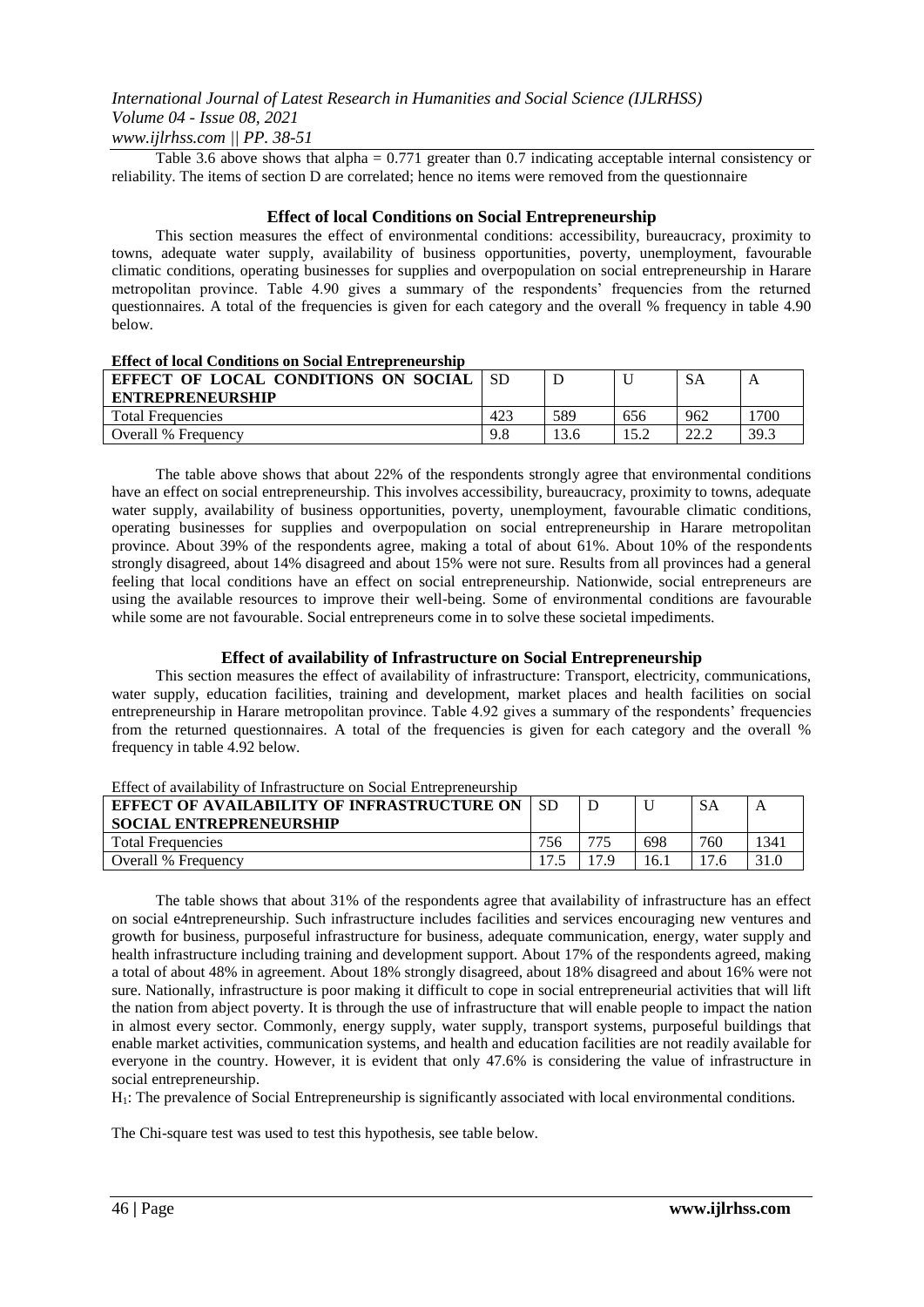Table 3.6 above shows that alpha = 0.771 greater than 0.7 indicating acceptable internal consistency or reliability. The items of section D are correlated; hence no items were removed from the questionnaire

### Effect of local Conditions on Social Entrepreneurship

This section measures the effect of environmental conditions: accessibility, bureaucracy, proximity to towns, adequate water supply, availability of business opportunities, poverty, unemployment, favourable climatic conditions, operating businesses for supplies and overpopulation on social entrepreneurship in Harare metropolitan province. Table 4.90 gives a summary of the respondents' frequencies from the returned questionnaires. A total of the frequencies is given for each category and the overall % frequency in table 4.90 below.

**Effect of local Conditions on Social Entrepreneurship**

| EFFECT OF LOCAL CONDITIONS ON SOCIAL ENTREPRENEURSHIP | SD | D | U | SA | A |
|---|---|---|---|---|---|
| Total Frequencies | 423 | 589 | 656 | 962 | 1700 |
| Overall % Frequency | 9.8 | 13.6 | 15.2 | 22.2 | 39.3 |

The table above shows that about 22% of the respondents strongly agree that environmental conditions have an effect on social entrepreneurship. This involves accessibility, bureaucracy, proximity to towns, adequate water supply, availability of business opportunities, poverty, unemployment, favourable climatic conditions, operating businesses for supplies and overpopulation on social entrepreneurship in Harare metropolitan province. About 39% of the respondents agree, making a total of about 61%. About 10% of the respondents strongly disagreed, about 14% disagreed and about 15% were not sure. Results from all provinces had a general feeling that local conditions have an effect on social entrepreneurship. Nationwide, social entrepreneurs are using the available resources to improve their well-being. Some of environmental conditions are favourable while some are not favourable. Social entrepreneurs come in to solve these societal impediments.

### Effect of availability of Infrastructure on Social Entrepreneurship

This section measures the effect of availability of infrastructure: Transport, electricity, communications, water supply, education facilities, training and development, market places and health facilities on social entrepreneurship in Harare metropolitan province. Table 4.92 gives a summary of the respondents' frequencies from the returned questionnaires. A total of the frequencies is given for each category and the overall % frequency in table 4.92 below.

Effect of availability of Infrastructure on Social Entrepreneurship

| EFFECT OF AVAILABILITY OF INFRASTRUCTURE ON SOCIAL ENTREPRENEURSHIP | SD | D | U | SA | A |
|---|---|---|---|---|---|
| Total Frequencies | 756 | 775 | 698 | 760 | 1341 |
| Overall % Frequency | 17.5 | 17.9 | 16.1 | 17.6 | 31.0 |

The table shows that about 31% of the respondents agree that availability of infrastructure has an effect on social e4ntrepreneurship. Such infrastructure includes facilities and services encouraging new ventures and growth for business, purposeful infrastructure for business, adequate communication, energy, water supply and health infrastructure including training and development support. About 17% of the respondents agreed, making a total of about 48% in agreement. About 18% strongly disagreed, about 18% disagreed and about 16% were not sure. Nationally, infrastructure is poor making it difficult to cope in social entrepreneurial activities that will lift the nation from abject poverty. It is through the use of infrastructure that will enable people to impact the nation in almost every sector. Commonly, energy supply, water supply, transport systems, purposeful buildings that enable market activities, communication systems, and health and education facilities are not readily available for everyone in the country. However, it is evident that only 47.6% is considering the value of infrastructure in social entrepreneurship.

$H_1$: The prevalence of Social Entrepreneurship is significantly associated with local environmental conditions.

The Chi-square test was used to test this hypothesis, see table below.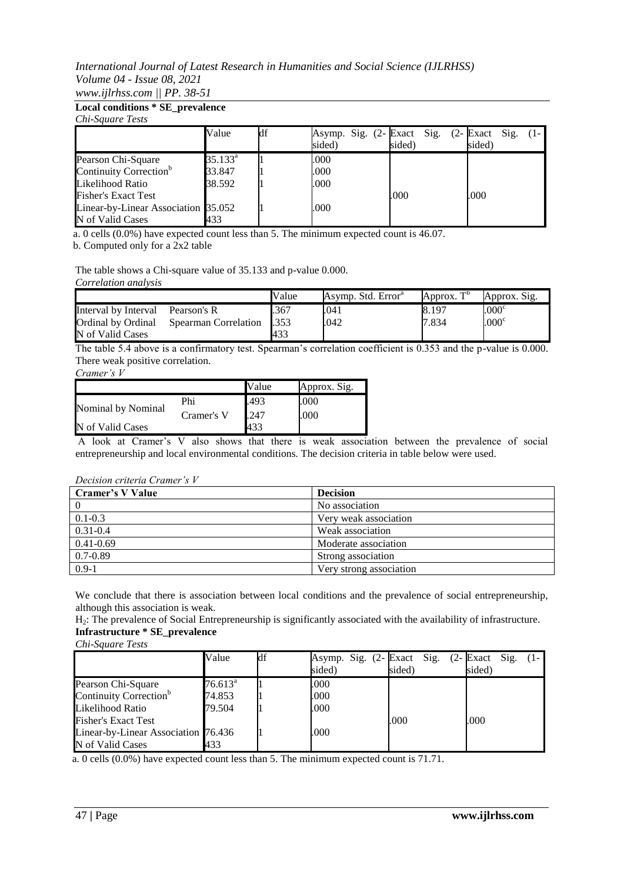**Local conditions * SE_prevalence**

*Chi-Square Tests*

| | Value | df | Asymp. Sig. (2-sided) | Exact Sig. (2-sided) | Exact Sig. (1-sided) |
|---|---|---|---|---|---|
| Pearson Chi-Square | 35.133[a] | 1 | .000 | | |
| Continuity Correction[b] | 33.847 | 1 | .000 | | |
| Likelihood Ratio | 38.592 | 1 | .000 | | |
| Fisher's Exact Test | | | | .000 | .000 |
| Linear-by-Linear Association | 35.052 | 1 | .000 | | |
| N of Valid Cases | 433 | | | | |

a. 0 cells (0.0%) have expected count less than 5. The minimum expected count is 46.07.

b. Computed only for a 2x2 table

The table shows a Chi-square value of 35.133 and p-value 0.000.

*Correlation analysis*

| | | Value | Asymp. Std. Error[a] | Approx. T[b] | Approx. Sig. |
|---|---|---|---|---|---|
| Interval by Interval | Pearson's R | .367 | .041 | 8.197 | .000[c] |
| Ordinal by Ordinal | Spearman Correlation | .353 | .042 | 7.834 | .000[c] |
| N of Valid Cases | | 433 | | | |

The table 5.4 above is a confirmatory test. Spearman's correlation coefficient is 0.353 and the p-value is 0.000. There weak positive correlation.

*Cramer's V*

| | | Value | Approx. Sig. |
|---|---|---|---|
| Nominal by Nominal | Phi | .493 | .000 |
| | Cramer's V | .247 | .000 |
| N of Valid Cases | | 433 | |

A look at Cramer's V also shows that there is weak association between the prevalence of social entrepreneurship and local environmental conditions. The decision criteria in table below were used.

*Decision criteria Cramer's V*

| Cramer's V Value | Decision |
|---|---|
| 0 | No association |
| 0.1-0.3 | Very weak association |
| 0.31-0.4 | Weak association |
| 0.41-0.69 | Moderate association |
| 0.7-0.89 | Strong association |
| 0.9-1 | Very strong association |

We conclude that there is association between local conditions and the prevalence of social entrepreneurship, although this association is weak.

$H_2$: The prevalence of Social Entrepreneurship is significantly associated with the availability of infrastructure.

**Infrastructure * SE_prevalence**

*Chi-Square Tests*

| | Value | df | Asymp. Sig. (2-sided) | Exact Sig. (2-sided) | Exact Sig. (1-sided) |
|---|---|---|---|---|---|
| Pearson Chi-Square | 76.613[a] | 1 | .000 | | |
| Continuity Correction[b] | 74.853 | 1 | .000 | | |
| Likelihood Ratio | 79.504 | 1 | .000 | | |
| Fisher's Exact Test | | | | .000 | .000 |
| Linear-by-Linear Association | 76.436 | 1 | .000 | | |
| N of Valid Cases | 433 | | | | |

a. 0 cells (0.0%) have expected count less than 5. The minimum expected count is 71.71.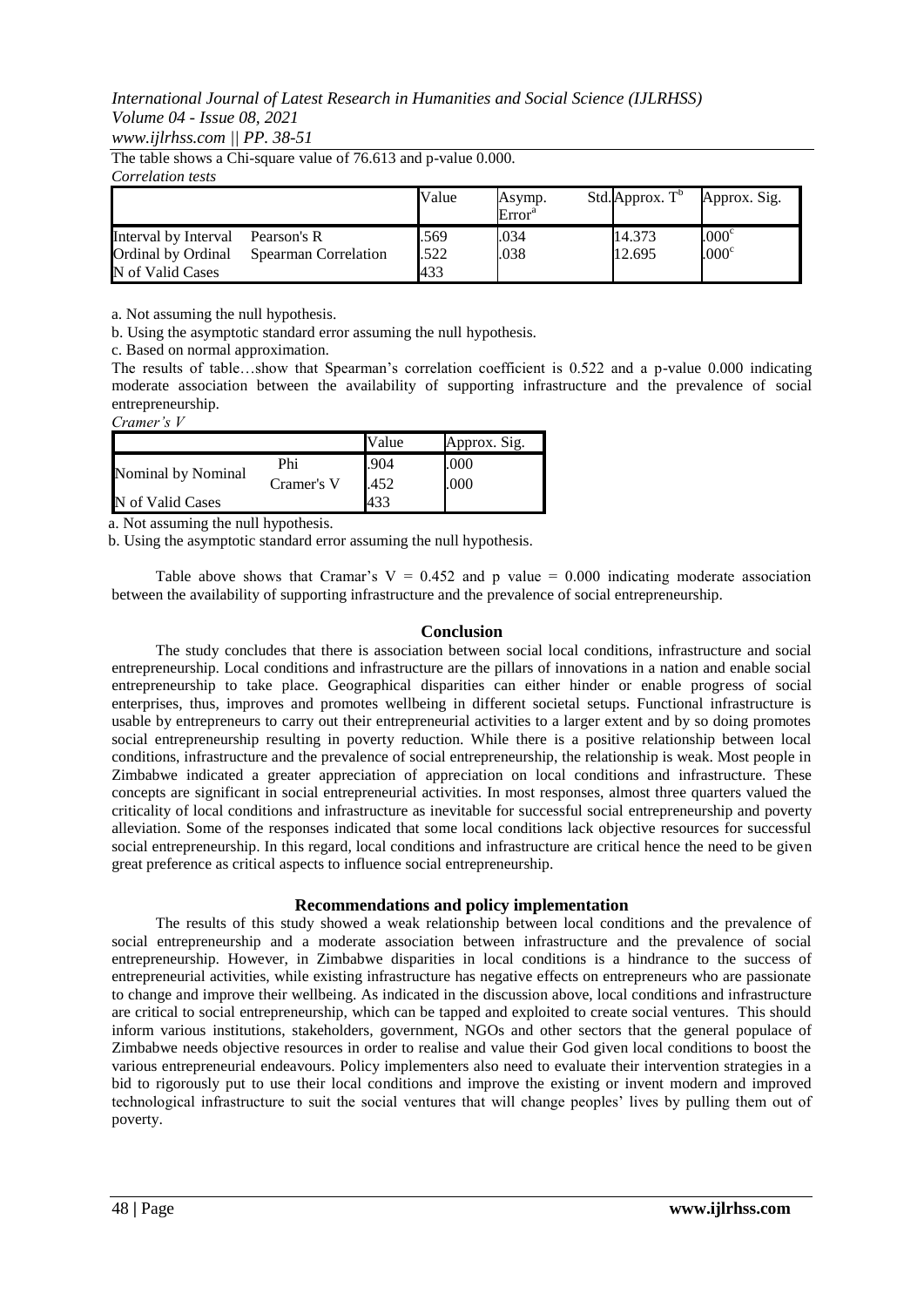The table shows a Chi-square value of 76.613 and p-value 0.000.

*Correlation tests*

| | | Value | Asymp. Std. Error[a] | Approx. T[b] | Approx. Sig. |
|---|---|---|---|---|---|
| Interval by Interval | Pearson's R | .569 | .034 | 14.373 | .000[c] |
| Ordinal by Ordinal | Spearman Correlation | .522 | .038 | 12.695 | .000[c] |
| N of Valid Cases | | 433 | | | |

a. Not assuming the null hypothesis.

b. Using the asymptotic standard error assuming the null hypothesis.

c. Based on normal approximation.

The results of table…show that Spearman's correlation coefficient is 0.522 and a p-value 0.000 indicating moderate association between the availability of supporting infrastructure and the prevalence of social entrepreneurship.

*Cramer's V*

| | | Value | Approx. Sig. |
|---|---|---|---|
| Nominal by Nominal | Phi | .904 | .000 |
| | Cramer's V | .452 | .000 |
| N of Valid Cases | | 433 | |

a. Not assuming the null hypothesis.

b. Using the asymptotic standard error assuming the null hypothesis.

Table above shows that Cramar's V = 0.452 and p value = 0.000 indicating moderate association between the availability of supporting infrastructure and the prevalence of social entrepreneurship.

## Conclusion

The study concludes that there is association between social local conditions, infrastructure and social entrepreneurship. Local conditions and infrastructure are the pillars of innovations in a nation and enable social entrepreneurship to take place. Geographical disparities can either hinder or enable progress of social enterprises, thus, improves and promotes wellbeing in different societal setups. Functional infrastructure is usable by entrepreneurs to carry out their entrepreneurial activities to a larger extent and by so doing promotes social entrepreneurship resulting in poverty reduction. While there is a positive relationship between local conditions, infrastructure and the prevalence of social entrepreneurship, the relationship is weak. Most people in Zimbabwe indicated a greater appreciation of appreciation on local conditions and infrastructure. These concepts are significant in social entrepreneurial activities. In most responses, almost three quarters valued the criticality of local conditions and infrastructure as inevitable for successful social entrepreneurship and poverty alleviation. Some of the responses indicated that some local conditions lack objective resources for successful social entrepreneurship. In this regard, local conditions and infrastructure are critical hence the need to be given great preference as critical aspects to influence social entrepreneurship.

## Recommendations and policy implementation

The results of this study showed a weak relationship between local conditions and the prevalence of social entrepreneurship and a moderate association between infrastructure and the prevalence of social entrepreneurship. However, in Zimbabwe disparities in local conditions is a hindrance to the success of entrepreneurial activities, while existing infrastructure has negative effects on entrepreneurs who are passionate to change and improve their wellbeing. As indicated in the discussion above, local conditions and infrastructure are critical to social entrepreneurship, which can be tapped and exploited to create social ventures. This should inform various institutions, stakeholders, government, NGOs and other sectors that the general populace of Zimbabwe needs objective resources in order to realise and value their God given local conditions to boost the various entrepreneurial endeavours. Policy implementers also need to evaluate their intervention strategies in a bid to rigorously put to use their local conditions and improve the existing or invent modern and improved technological infrastructure to suit the social ventures that will change peoples' lives by pulling them out of poverty.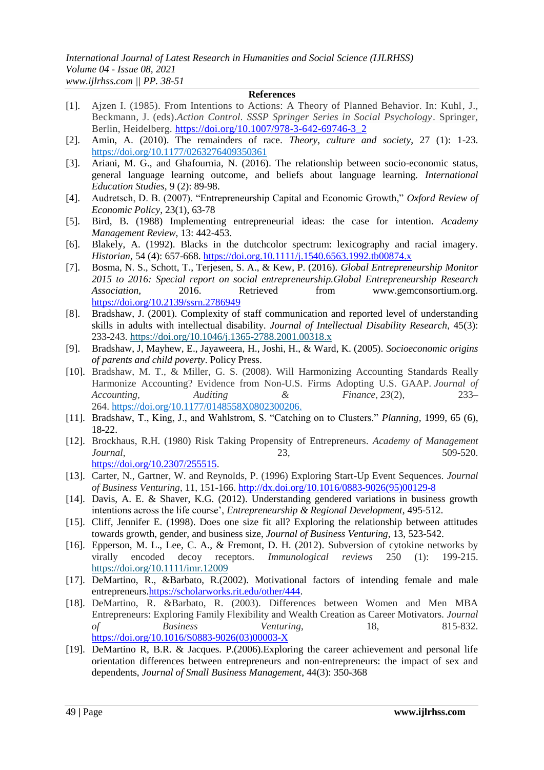**References**

[1]. Ajzen I. (1985). From Intentions to Actions: A Theory of Planned Behavior. In: Kuhl, J., Beckmann, J. (eds).*Action Control. SSSP Springer Series in Social Psychology*. Springer, Berlin, Heidelberg. https://doi.org/10.1007/978-3-642-69746-3_2

[2]. Amin, A. (2010). The remainders of race. *Theory, culture and society*, 27 (1): 1-23. https://doi.org/10.1177/0263276409350361

[3]. Ariani, M. G., and Ghafournia, N. (2016). The relationship between socio-economic status, general language learning outcome, and beliefs about language learning. *International Education Studies*, 9 (2): 89-98.

[4]. Audretsch, D. B. (2007). "Entrepreneurship Capital and Economic Growth," *Oxford Review of Economic Policy*, 23(1), 63-78

[5]. Bird, B. (1988) Implementing entrepreneurial ideas: the case for intention. *Academy Management Review*, 13: 442-453.

[6]. Blakely, A. (1992). Blacks in the dutchcolor spectrum: lexicography and racial imagery. *Historian*, 54 (4): 657-668. https://doi.org.10.1111/j.1540.6563.1992.tb00874.x

[7]. Bosma, N. S., Schott, T., Terjesen, S. A., & Kew, P. (2016). *Global Entrepreneurship Monitor 2015 to 2016: Special report on social entrepreneurship.Global Entrepreneurship Research Association*, 2016. Retrieved from www.gemconsortium.org. https://doi.org/10.2139/ssrn.2786949

[8]. Bradshaw, J. (2001). Complexity of staff communication and reported level of understanding skills in adults with intellectual disability. *Journal of Intellectual Disability Research*, 45(3): 233-243. https://doi.org/10.1046/j.1365-2788.2001.00318.x

[9]. Bradshaw, J, Mayhew, E., Jayaweera, H., Joshi, H., & Ward, K. (2005). *Socioeconomic origins of parents and child poverty*. Policy Press.

[10]. Bradshaw, M. T., & Miller, G. S. (2008). Will Harmonizing Accounting Standards Really Harmonize Accounting? Evidence from Non-U.S. Firms Adopting U.S. GAAP. *Journal of Accounting, Auditing & Finance*, *23*(2), 233–264. https://doi.org/10.1177/0148558X0802300206.

[11]. Bradshaw, T., King, J., and Wahlstrom, S. "Catching on to Clusters." *Planning*, 1999, 65 (6), 18-22.

[12]. Brockhaus, R.H. (1980) Risk Taking Propensity of Entrepreneurs. *Academy of Management Journal*, 23, 509-520. https://doi.org/10.2307/255515.

[13]. Carter, N., Gartner, W. and Reynolds, P. (1996) Exploring Start-Up Event Sequences. *Journal of Business Venturing*, 11, 151-166. http://dx.doi.org/10.1016/0883-9026(95)00129-8

[14]. Davis, A. E. & Shaver, K.G. (2012). Understanding gendered variations in business growth intentions across the life course', *Entrepreneurship & Regional Development*, 495-512.

[15]. Cliff, Jennifer E. (1998). Does one size fit all? Exploring the relationship between attitudes towards growth, gender, and business size, *Journal of Business Venturing*, 13, 523-542.

[16]. Epperson, M. L., Lee, C. A., & Fremont, D. H. (2012). Subversion of cytokine networks by virally encoded decoy receptors. *Immunological reviews* 250 (1): 199-215. https://doi.org/10.1111/imr.12009

[17]. DeMartino, R., &Barbato, R.(2002). Motivational factors of intending female and male entrepreneurs.https://scholarworks.rit.edu/other/444.

[18]. DeMartino, R. &Barbato, R. (2003). Differences between Women and Men MBA Entrepreneurs: Exploring Family Flexibility and Wealth Creation as Career Motivators. *Journal of Business Venturing*, 18, 815-832. https://doi.org/10.1016/S0883-9026(03)00003-X

[19]. DeMartino R, B.R. & Jacques. P.(2006).Exploring the career achievement and personal life orientation differences between entrepreneurs and non-entrepreneurs: the impact of sex and dependents, *Journal of Small Business Management*, 44(3): 350-368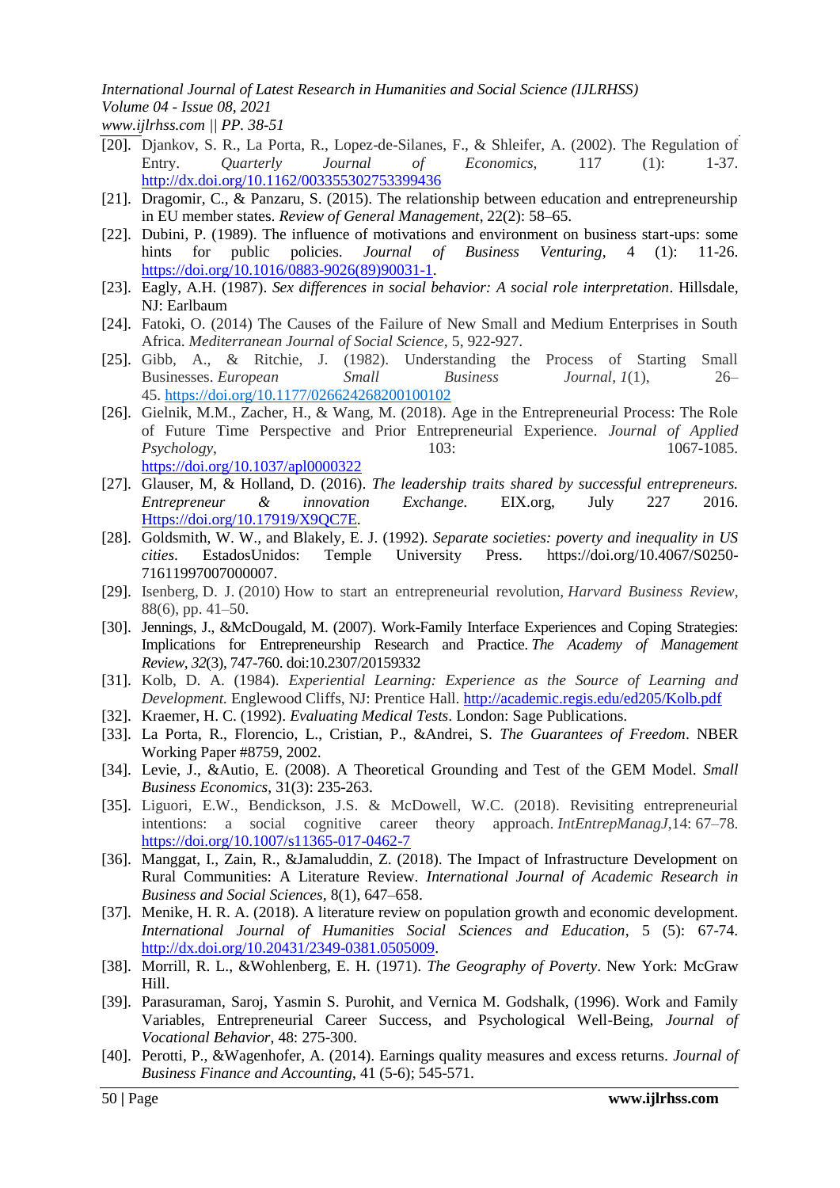[20]. Djankov, S. R., La Porta, R., Lopez-de-Silanes, F., & Shleifer, A. (2002). The Regulation of Entry. *Quarterly Journal of Economics,* 117 (1): 1-37. http://dx.doi.org/10.1162/003355302753399436

[21]. Dragomir, C., & Panzaru, S. (2015). The relationship between education and entrepreneurship in EU member states. *Review of General Management*, 22(2): 58–65.

[22]. Dubini, P. (1989). The influence of motivations and environment on business start-ups: some hints for public policies. *Journal of Business Venturing*, 4 (1): 11-26. https://doi.org/10.1016/0883-9026(89)90031-1.

[23]. Eagly, A.H. (1987). *Sex differences in social behavior: A social role interpretation*. Hillsdale, NJ: Earlbaum

[24]. Fatoki, O. (2014) The Causes of the Failure of New Small and Medium Enterprises in South Africa. *Mediterranean Journal of Social Science*, 5, 922-927.

[25]. Gibb, A., & Ritchie, J. (1982). Understanding the Process of Starting Small Businesses. *European Small Business Journal*, *1*(1), 26–45. https://doi.org/10.1177/026624268200100102

[26]. Gielnik, M.M., Zacher, H., & Wang, M. (2018). Age in the Entrepreneurial Process: The Role of Future Time Perspective and Prior Entrepreneurial Experience. *Journal of Applied Psychology*, 103: 1067-1085. https://doi.org/10.1037/apl0000322

[27]. Glauser, M, & Holland, D. (2016). *The leadership traits shared by successful entrepreneurs. Entrepreneur & innovation Exchange.* EIX.org, July 227 2016. Https://doi.org/10.17919/X9QC7E.

[28]. Goldsmith, W. W., and Blakely, E. J. (1992). *Separate societies: poverty and inequality in US cities*. EstadosUnidos: Temple University Press. https://doi.org/10.4067/S0250-71611997007000007.

[29]. Isenberg, D. J. (2010) How to start an entrepreneurial revolution, *Harvard Business Review*, 88(6), pp. 41–50.

[30]. Jennings, J., &McDougald, M. (2007). Work-Family Interface Experiences and Coping Strategies: Implications for Entrepreneurship Research and Practice. *The Academy of Management Review, 32*(3), 747-760. doi:10.2307/20159332

[31]. Kolb, D. A. (1984). *Experiential Learning: Experience as the Source of Learning and Development.* Englewood Cliffs, NJ: Prentice Hall. http://academic.regis.edu/ed205/Kolb.pdf

[32]. Kraemer, H. C. (1992). *Evaluating Medical Tests*. London: Sage Publications.

[33]. La Porta, R., Florencio, L., Cristian, P., &Andrei, S. *The Guarantees of Freedom*. NBER Working Paper #8759, 2002.

[34]. Levie, J., &Autio, E. (2008). A Theoretical Grounding and Test of the GEM Model. *Small Business Economics*, 31(3): 235-263.

[35]. Liguori, E.W., Bendickson, J.S. & McDowell, W.C. (2018). Revisiting entrepreneurial intentions: a social cognitive career theory approach. *IntEntrepManagJ*,14: 67–78. https://doi.org/10.1007/s11365-017-0462-7

[36]. Manggat, I., Zain, R., &Jamaluddin, Z. (2018). The Impact of Infrastructure Development on Rural Communities: A Literature Review. *International Journal of Academic Research in Business and Social Sciences,* 8(1), 647–658.

[37]. Menike, H. R. A. (2018). A literature review on population growth and economic development. *International Journal of Humanities Social Sciences and Education*, 5 (5): 67-74. http://dx.doi.org/10.20431/2349-0381.0505009.

[38]. Morrill, R. L., &Wohlenberg, E. H. (1971). *The Geography of Poverty*. New York: McGraw Hill.

[39]. Parasuraman, Saroj, Yasmin S. Purohit, and Vernica M. Godshalk, (1996). Work and Family Variables, Entrepreneurial Career Success, and Psychological Well-Being, *Journal of Vocational Behavior*, 48: 275-300.

[40]. Perotti, P., &Wagenhofer, A. (2014). Earnings quality measures and excess returns. *Journal of Business Finance and Accounting*, 41 (5-6); 545-571.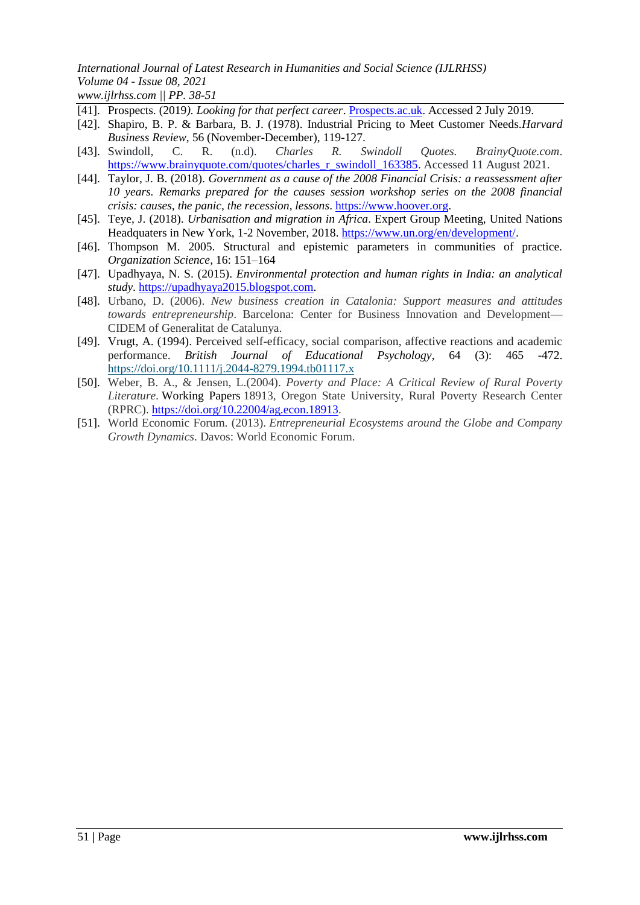[41]. Prospects. (2019*). Looking for that perfect career*. Prospects.ac.uk. Accessed 2 July 2019.

[42]. Shapiro, B. P. & Barbara, B. J. (1978). Industrial Pricing to Meet Customer Needs.*Harvard Business Review*, 56 (November-December), 119-127.

[43]. Swindoll, C. R. (n.d). *Charles R. Swindoll Quotes. BrainyQuote.com*. https://www.brainyquote.com/quotes/charles_r_swindoll_163385. Accessed 11 August 2021.

[44]. Taylor, J. B. (2018). *Government as a cause of the 2008 Financial Crisis: a reassessment after 10 years. Remarks prepared for the causes session workshop series on the 2008 financial crisis: causes, the panic, the recession, lessons*. https://www.hoover.org.

[45]. Teye, J. (2018). *Urbanisation and migration in Africa*. Expert Group Meeting, United Nations Headquaters in New York, 1-2 November, 2018. https://www.un.org/en/development/.

[46]. Thompson M. 2005. Structural and epistemic parameters in communities of practice. *Organization Science,* 16: 151–164

[47]. Upadhyaya, N. S. (2015). *Environmental protection and human rights in India: an analytical study.* https://upadhyaya2015.blogspot.com.

[48]. Urbano, D. (2006). *New business creation in Catalonia: Support measures and attitudes towards entrepreneurship*. Barcelona: Center for Business Innovation and Development—CIDEM of Generalitat de Catalunya.

[49]. Vrugt, A. (1994). Perceived self-efficacy, social comparison, affective reactions and academic performance. *British Journal of Educational Psychology*, 64 (3): 465 -472. https://doi.org/10.1111/j.2044-8279.1994.tb01117.x

[50]. Weber, B. A., & Jensen, L.(2004). *Poverty and Place: A Critical Review of Rural Poverty Literature.* Working Papers 18913, Oregon State University, Rural Poverty Research Center (RPRC). https://doi.org/10.22004/ag.econ.18913.

[51]. World Economic Forum. (2013). *Entrepreneurial Ecosystems around the Globe and Company Growth Dynamics*. Davos: World Economic Forum.